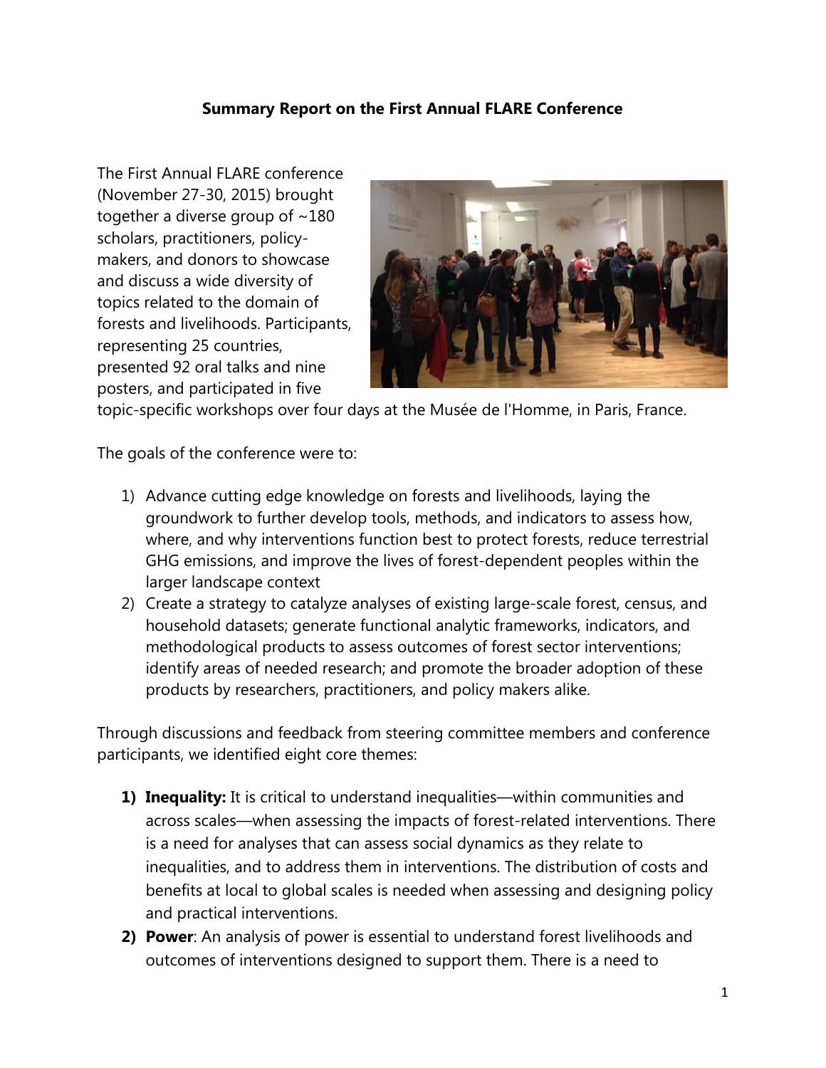**Summary Report on the First Annual FLARE Conference**

The First Annual FLARE conference (November 27-30, 2015) brought together a diverse group of ~180 scholars, practitioners, policy-makers, and donors to showcase and discuss a wide diversity of topics related to the domain of forests and livelihoods. Participants, representing 25 countries, presented 92 oral talks and nine posters, and participated in five topic-specific workshops over four days at the Musée de l'Homme, in Paris, France.

The goals of the conference were to:

1) Advance cutting edge knowledge on forests and livelihoods, laying the groundwork to further develop tools, methods, and indicators to assess how, where, and why interventions function best to protect forests, reduce terrestrial GHG emissions, and improve the lives of forest-dependent peoples within the larger landscape context
2) Create a strategy to catalyze analyses of existing large-scale forest, census, and household datasets; generate functional analytic frameworks, indicators, and methodological products to assess outcomes of forest sector interventions; identify areas of needed research; and promote the broader adoption of these products by researchers, practitioners, and policy makers alike.

Through discussions and feedback from steering committee members and conference participants, we identified eight core themes:

1) **Inequality:** It is critical to understand inequalities—within communities and across scales—when assessing the impacts of forest-related interventions. There is a need for analyses that can assess social dynamics as they relate to inequalities, and to address them in interventions. The distribution of costs and benefits at local to global scales is needed when assessing and designing policy and practical interventions.
2) **Power**: An analysis of power is essential to understand forest livelihoods and outcomes of interventions designed to support them. There is a need to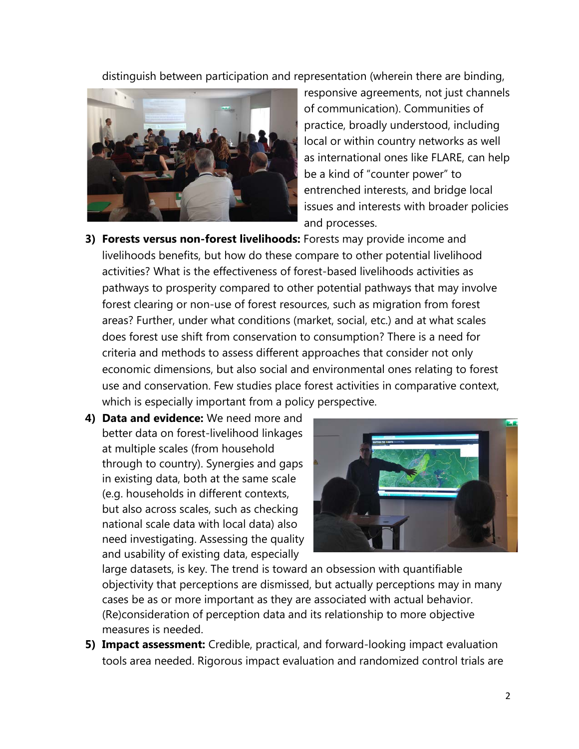distinguish between participation and representation (wherein there are binding, responsive agreements, not just channels of communication). Communities of practice, broadly understood, including local or within country networks as well as international ones like FLARE, can help be a kind of "counter power" to entrenched interests, and bridge local issues and interests with broader policies and processes.

3) **Forests versus non-forest livelihoods:** Forests may provide income and livelihoods benefits, but how do these compare to other potential livelihood activities? What is the effectiveness of forest-based livelihoods activities as pathways to prosperity compared to other potential pathways that may involve forest clearing or non-use of forest resources, such as migration from forest areas? Further, under what conditions (market, social, etc.) and at what scales does forest use shift from conservation to consumption? There is a need for criteria and methods to assess different approaches that consider not only economic dimensions, but also social and environmental ones relating to forest use and conservation. Few studies place forest activities in comparative context, which is especially important from a policy perspective.

4) **Data and evidence:** We need more and better data on forest-livelihood linkages at multiple scales (from household through to country). Synergies and gaps in existing data, both at the same scale (e.g. households in different contexts, but also across scales, such as checking national scale data with local data) also need investigating. Assessing the quality and usability of existing data, especially large datasets, is key. The trend is toward an obsession with quantifiable objectivity that perceptions are dismissed, but actually perceptions may in many cases be as or more important as they are associated with actual behavior. (Re)consideration of perception data and its relationship to more objective measures is needed.

5) **Impact assessment:** Credible, practical, and forward-looking impact evaluation tools area needed. Rigorous impact evaluation and randomized control trials are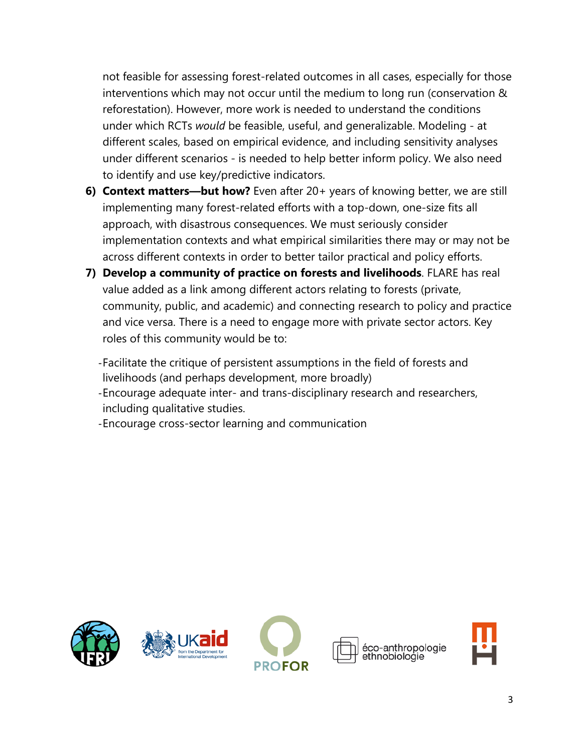not feasible for assessing forest-related outcomes in all cases, especially for those interventions which may not occur until the medium to long run (conservation & reforestation). However, more work is needed to understand the conditions under which RCTs *would* be feasible, useful, and generalizable. Modeling - at different scales, based on empirical evidence, and including sensitivity analyses under different scenarios - is needed to help better inform policy. We also need to identify and use key/predictive indicators.

6) **Context matters—but how?** Even after 20+ years of knowing better, we are still implementing many forest-related efforts with a top-down, one-size fits all approach, with disastrous consequences. We must seriously consider implementation contexts and what empirical similarities there may or may not be across different contexts in order to better tailor practical and policy efforts.

7) **Develop a community of practice on forests and livelihoods**. FLARE has real value added as a link among different actors relating to forests (private, community, public, and academic) and connecting research to policy and practice and vice versa. There is a need to engage more with private sector actors. Key roles of this community would be to:

- Facilitate the critique of persistent assumptions in the field of forests and livelihoods (and perhaps development, more broadly)
- Encourage adequate inter- and trans-disciplinary research and researchers, including qualitative studies.
- Encourage cross-sector learning and communication